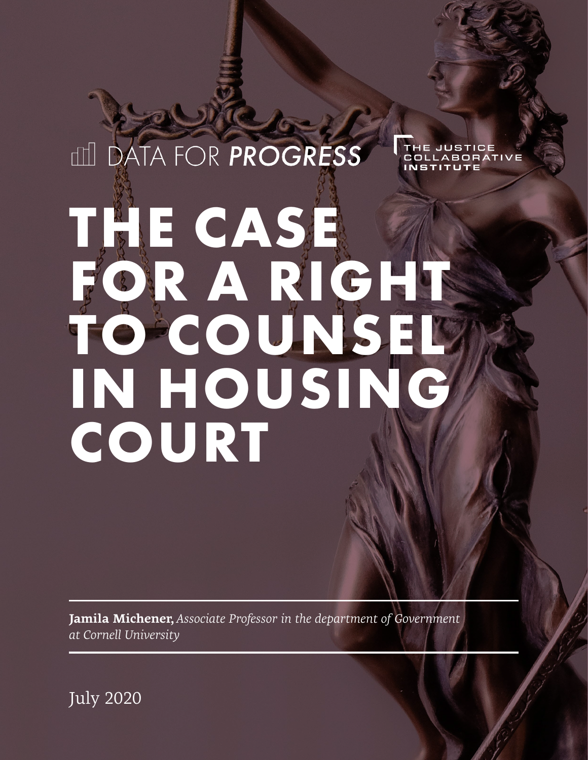DATA FOR *PROGRESS*

THE JUSTICE COLLABORATIVE INSTITUTE

# THE CASE FOR A RIGHT TO COUNSEL IN HOUSING COURT

**Jamila Michener,** *Associate Professor in the department of Government at Cornell University*

July 2020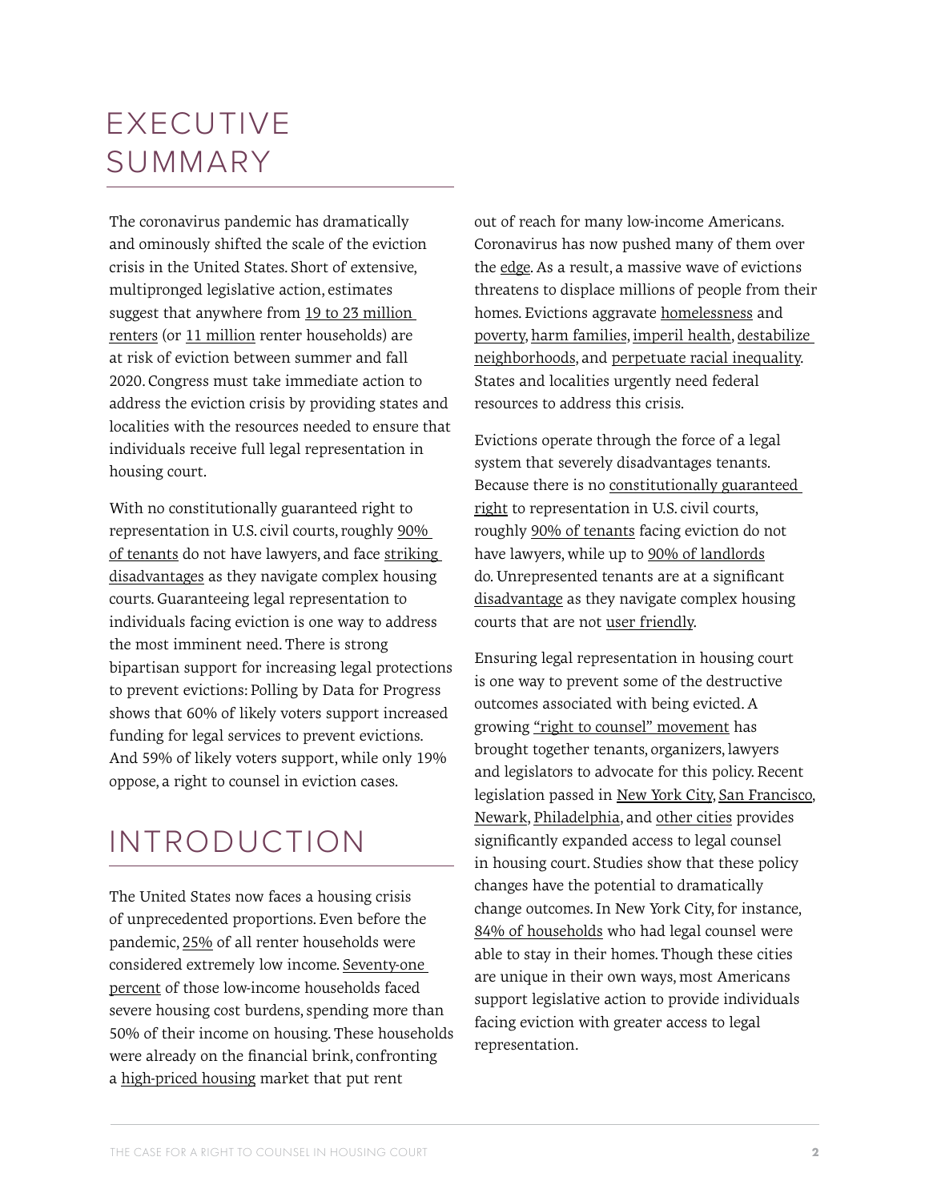# EXECUTIVE SUMMARY

The coronavirus pandemic has dramatically and ominously shifted the scale of the eviction crisis in the United States. Short of extensive, multipronged legislative action, estimates suggest that anywhere from 19 to 23 million renters (or 11 million renter households) are at risk of eviction between summer and fall 2020. Congress must take immediate action to address the eviction crisis by providing states and localities with the resources needed to ensure that individuals receive full legal representation in housing court.

With no constitutionally guaranteed right to representation in U.S. civil courts, roughly 90% of tenants do not have lawyers, and face striking disadvantages as they navigate complex housing courts. Guaranteeing legal representation to individuals facing eviction is one way to address the most imminent need. There is strong bipartisan support for increasing legal protections to prevent evictions: Polling by Data for Progress shows that 60% of likely voters support increased funding for legal services to prevent evictions. And 59% of likely voters support, while only 19% oppose, a right to counsel in eviction cases.

# INTRODUCTION

The United States now faces a housing crisis of unprecedented proportions. Even before the pandemic, 25% of all renter households were considered extremely low income. Seventy-one percent of those low-income households faced severe housing cost burdens, spending more than 50% of their income on housing. These households were already on the financial brink, confronting a high-priced housing market that put rent out of reach for many low-income Americans. Coronavirus has now pushed many of them over the edge. As a result, a massive wave of evictions threatens to displace millions of people from their homes. Evictions aggravate homelessness and poverty, harm families, imperil health, destabilize neighborhoods, and perpetuate racial inequality. States and localities urgently need federal resources to address this crisis.

Evictions operate through the force of a legal system that severely disadvantages tenants. Because there is no constitutionally guaranteed right to representation in U.S. civil courts, roughly 90% of tenants facing eviction do not have lawyers, while up to 90% of landlords do. Unrepresented tenants are at a significant disadvantage as they navigate complex housing courts that are not user friendly.

Ensuring legal representation in housing court is one way to prevent some of the destructive outcomes associated with being evicted. A growing "right to counsel" movement has brought together tenants, organizers, lawyers and legislators to advocate for this policy. Recent legislation passed in New York City, San Francisco, Newark, Philadelphia, and other cities provides significantly expanded access to legal counsel in housing court. Studies show that these policy changes have the potential to dramatically change outcomes. In New York City, for instance, 84% of households who had legal counsel were able to stay in their homes. Though these cities are unique in their own ways, most Americans support legislative action to provide individuals facing eviction with greater access to legal representation.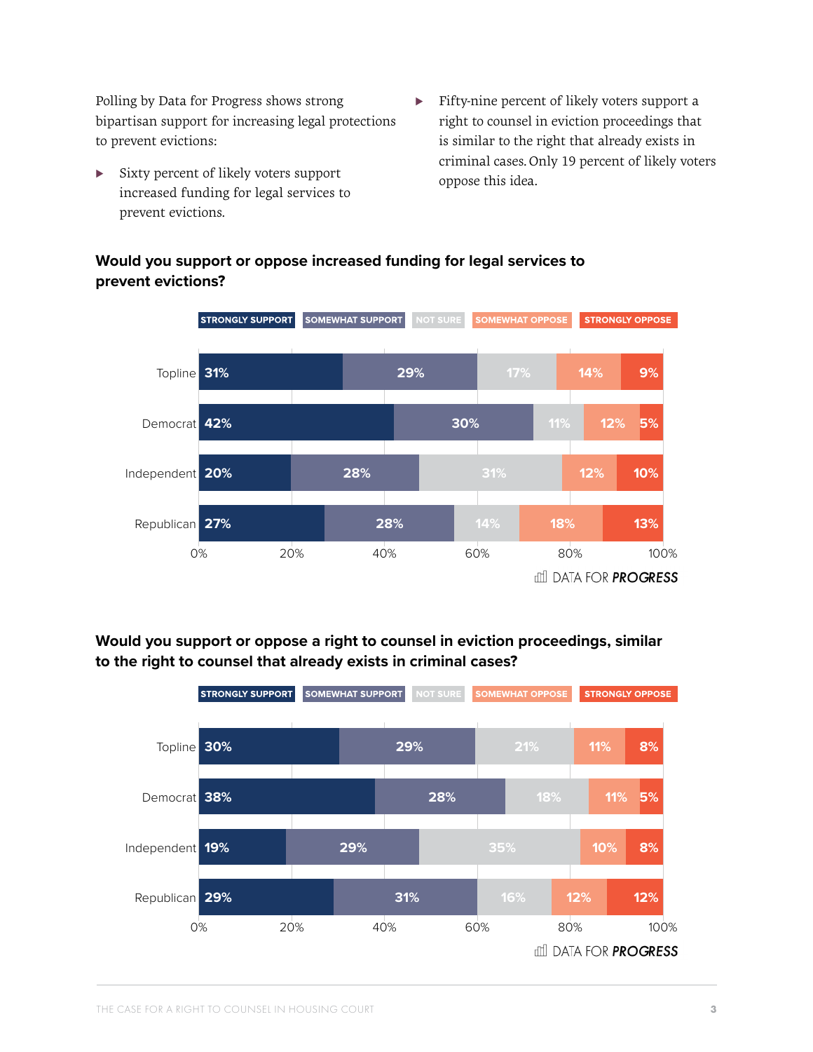Polling by Data for Progress shows strong bipartisan support for increasing legal protections to prevent evictions:

- Sixty percent of likely voters support increased funding for legal services to prevent evictions.
- Fifty-nine percent of likely voters support a right to counsel in eviction proceedings that is similar to the right that already exists in criminal cases. Only 19 percent of likely voters oppose this idea.

**Would you support or oppose increased funding for legal services to prevent evictions?**

| | Strongly Support | Somewhat Support | Not Sure | Somewhat Oppose | Strongly Oppose |
|---|---|---|---|---|---|
| Topline | 31% | 29% | 17% | 14% | 9% |
| Democrat | 42% | 30% | 11% | 12% | 5% |
| Independent | 20% | 28% | 31% | 12% | 10% |
| Republican | 27% | 28% | 14% | 18% | 13% |

DATA FOR PROGRESS

**Would you support or oppose a right to counsel in eviction proceedings, similar to the right to counsel that already exists in criminal cases?**

| | Strongly Support | Somewhat Support | Not Sure | Somewhat Oppose | Strongly Oppose |
|---|---|---|---|---|---|
| Topline | 30% | 29% | 21% | 11% | 8% |
| Democrat | 38% | 28% | 18% | 11% | 5% |
| Independent | 19% | 29% | 35% | 10% | 8% |
| Republican | 29% | 31% | 16% | 12% | 12% |

DATA FOR PROGRESS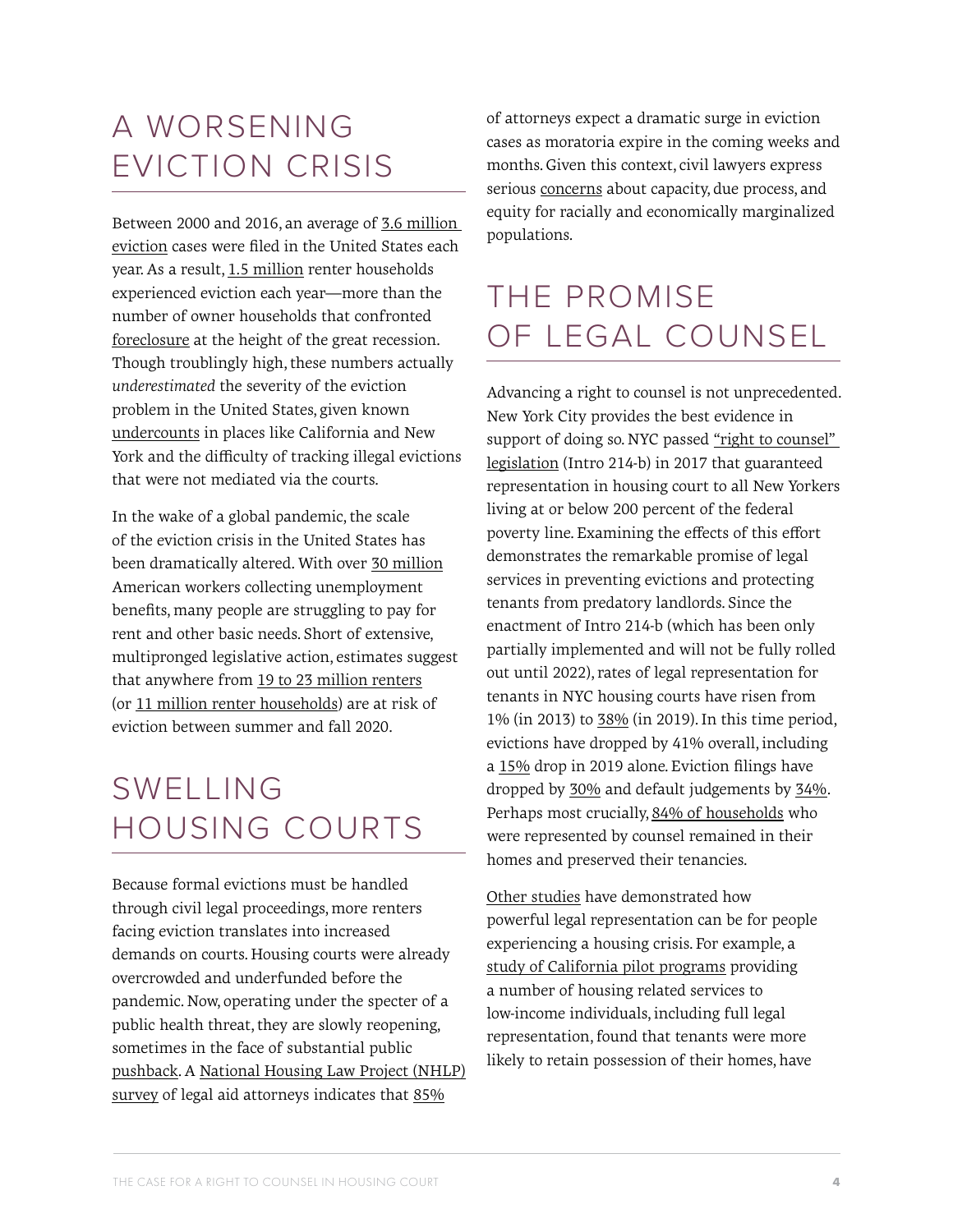# A WORSENING EVICTION CRISIS

Between 2000 and 2016, an average of 3.6 million eviction cases were filed in the United States each year. As a result, 1.5 million renter households experienced eviction each year—more than the number of owner households that confronted foreclosure at the height of the great recession. Though troublingly high, these numbers actually *underestimated* the severity of the eviction problem in the United States, given known undercounts in places like California and New York and the difficulty of tracking illegal evictions that were not mediated via the courts.

In the wake of a global pandemic, the scale of the eviction crisis in the United States has been dramatically altered. With over 30 million American workers collecting unemployment benefits, many people are struggling to pay for rent and other basic needs. Short of extensive, multipronged legislative action, estimates suggest that anywhere from 19 to 23 million renters (or 11 million renter households) are at risk of eviction between summer and fall 2020.

# SWELLING HOUSING COURTS

Because formal evictions must be handled through civil legal proceedings, more renters facing eviction translates into increased demands on courts. Housing courts were already overcrowded and underfunded before the pandemic. Now, operating under the specter of a public health threat, they are slowly reopening, sometimes in the face of substantial public pushback. A National Housing Law Project (NHLP) survey of legal aid attorneys indicates that 85% of attorneys expect a dramatic surge in eviction cases as moratoria expire in the coming weeks and months. Given this context, civil lawyers express serious concerns about capacity, due process, and equity for racially and economically marginalized populations.

# THE PROMISE OF LEGAL COUNSEL

Advancing a right to counsel is not unprecedented. New York City provides the best evidence in support of doing so. NYC passed "right to counsel" legislation (Intro 214-b) in 2017 that guaranteed representation in housing court to all New Yorkers living at or below 200 percent of the federal poverty line. Examining the effects of this effort demonstrates the remarkable promise of legal services in preventing evictions and protecting tenants from predatory landlords. Since the enactment of Intro 214-b (which has been only partially implemented and will not be fully rolled out until 2022), rates of legal representation for tenants in NYC housing courts have risen from 1% (in 2013) to 38% (in 2019). In this time period, evictions have dropped by 41% overall, including a 15% drop in 2019 alone. Eviction filings have dropped by 30% and default judgements by 34%. Perhaps most crucially, 84% of households who were represented by counsel remained in their homes and preserved their tenancies.

Other studies have demonstrated how powerful legal representation can be for people experiencing a housing crisis. For example, a study of California pilot programs providing a number of housing related services to low-income individuals, including full legal representation, found that tenants were more likely to retain possession of their homes, have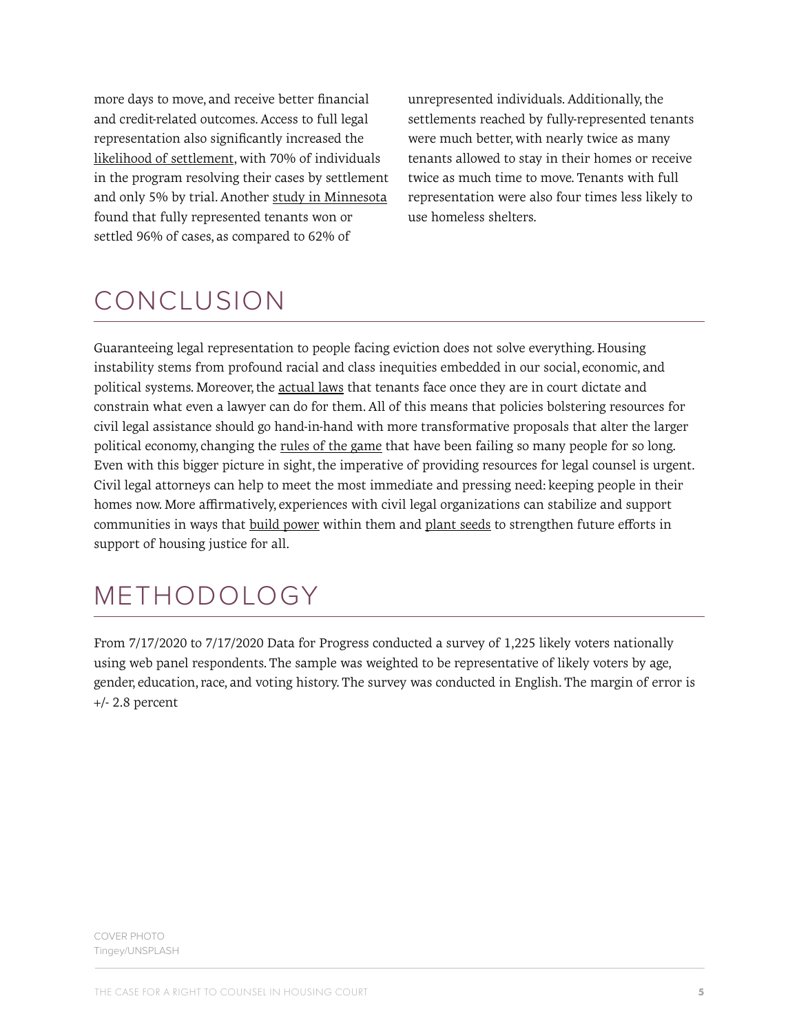more days to move, and receive better financial and credit-related outcomes. Access to full legal representation also significantly increased the likelihood of settlement, with 70% of individuals in the program resolving their cases by settlement and only 5% by trial. Another study in Minnesota found that fully represented tenants won or settled 96% of cases, as compared to 62% of unrepresented individuals. Additionally, the settlements reached by fully-represented tenants were much better, with nearly twice as many tenants allowed to stay in their homes or receive twice as much time to move. Tenants with full representation were also four times less likely to use homeless shelters.

## CONCLUSION

Guaranteeing legal representation to people facing eviction does not solve everything. Housing instability stems from profound racial and class inequities embedded in our social, economic, and political systems. Moreover, the actual laws that tenants face once they are in court dictate and constrain what even a lawyer can do for them. All of this means that policies bolstering resources for civil legal assistance should go hand-in-hand with more transformative proposals that alter the larger political economy, changing the rules of the game that have been failing so many people for so long. Even with this bigger picture in sight, the imperative of providing resources for legal counsel is urgent. Civil legal attorneys can help to meet the most immediate and pressing need: keeping people in their homes now. More affirmatively, experiences with civil legal organizations can stabilize and support communities in ways that build power within them and plant seeds to strengthen future efforts in support of housing justice for all.

## METHODOLOGY

From 7/17/2020 to 7/17/2020 Data for Progress conducted a survey of 1,225 likely voters nationally using web panel respondents. The sample was weighted to be representative of likely voters by age, gender, education, race, and voting history. The survey was conducted in English. The margin of error is +/- 2.8 percent

COVER PHOTO
Tingey/UNSPLASH